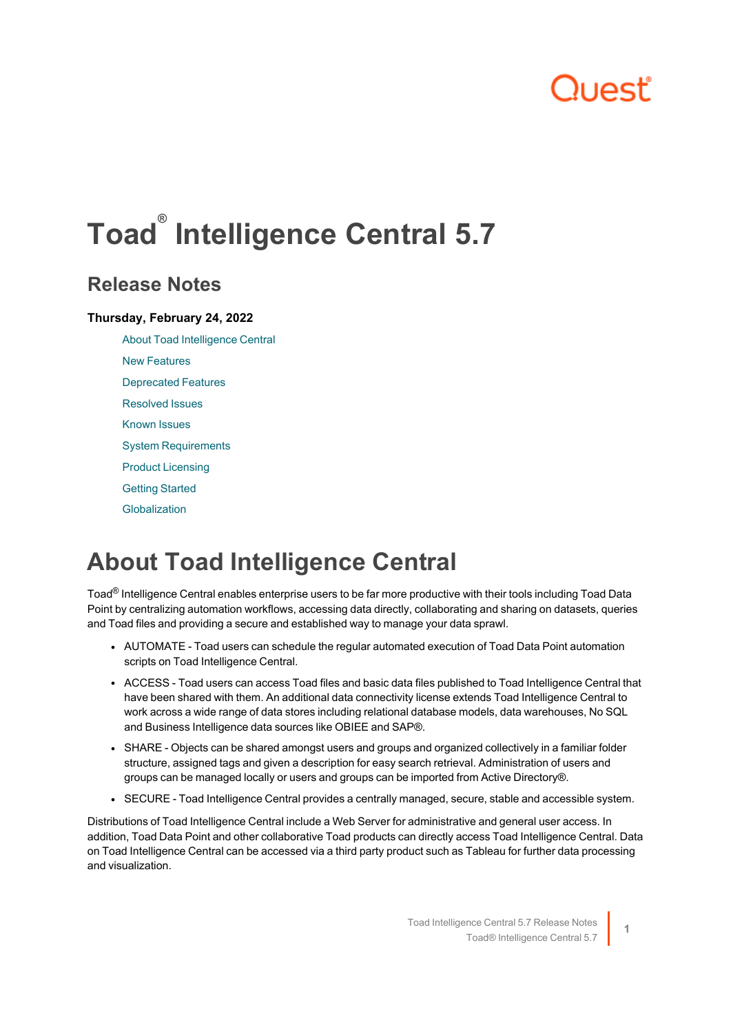# Toad® Intelligence Central 5.7

## Release Notes

**Thursday, February 24, 2022**

- About Toad Intelligence Central
- New Features
- Deprecated Features
- Resolved Issues
- Known Issues
- System Requirements
- Product Licensing
- Getting Started
- Globalization

# About Toad Intelligence Central

Toad® Intelligence Central enables enterprise users to be far more productive with their tools including Toad Data Point by centralizing automation workflows, accessing data directly, collaborating and sharing on datasets, queries and Toad files and providing a secure and established way to manage your data sprawl.

- AUTOMATE - Toad users can schedule the regular automated execution of Toad Data Point automation scripts on Toad Intelligence Central.
- ACCESS - Toad users can access Toad files and basic data files published to Toad Intelligence Central that have been shared with them. An additional data connectivity license extends Toad Intelligence Central to work across a wide range of data stores including relational database models, data warehouses, No SQL and Business Intelligence data sources like OBIEE and SAP®.
- SHARE - Objects can be shared amongst users and groups and organized collectively in a familiar folder structure, assigned tags and given a description for easy search retrieval. Administration of users and groups can be managed locally or users and groups can be imported from Active Directory®.
- SECURE - Toad Intelligence Central provides a centrally managed, secure, stable and accessible system.

Distributions of Toad Intelligence Central include a Web Server for administrative and general user access. In addition, Toad Data Point and other collaborative Toad products can directly access Toad Intelligence Central. Data on Toad Intelligence Central can be accessed via a third party product such as Tableau for further data processing and visualization.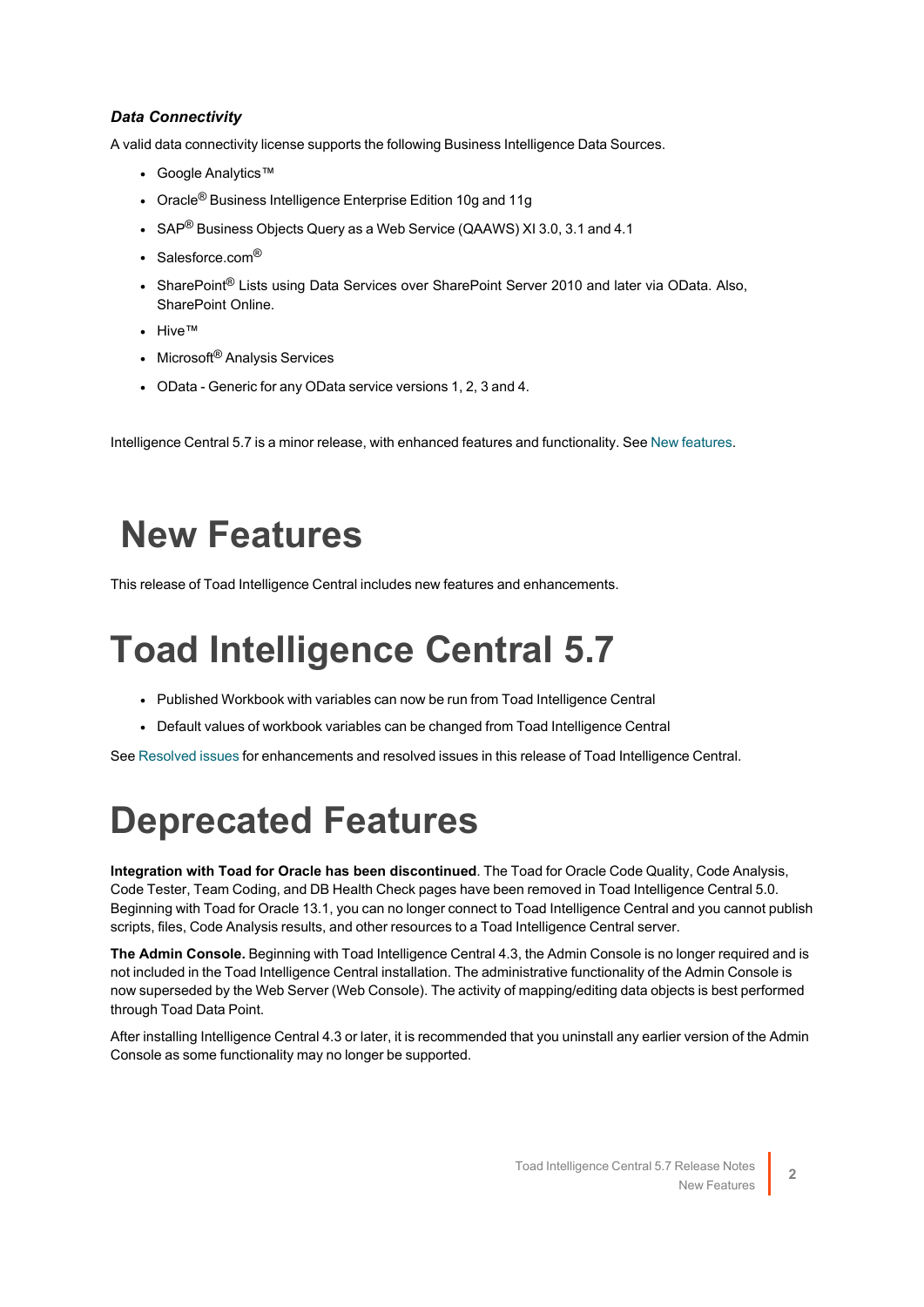### *Data Connectivity*

A valid data connectivity license supports the following Business Intelligence Data Sources.

- Google Analytics™
- Oracle® Business Intelligence Enterprise Edition 10g and 11g
- SAP® Business Objects Query as a Web Service (QAAWS) XI 3.0, 3.1 and 4.1
- Salesforce.com®
- SharePoint® Lists using Data Services over SharePoint Server 2010 and later via OData. Also, SharePoint Online.
- Hive™
- Microsoft® Analysis Services
- OData - Generic for any OData service versions 1, 2, 3 and 4.

Intelligence Central 5.7 is a minor release, with enhanced features and functionality. See New features.

# New Features

This release of Toad Intelligence Central includes new features and enhancements.

# Toad Intelligence Central 5.7

- Published Workbook with variables can now be run from Toad Intelligence Central
- Default values of workbook variables can be changed from Toad Intelligence Central

See Resolved issues for enhancements and resolved issues in this release of Toad Intelligence Central.

# Deprecated Features

**Integration with Toad for Oracle has been discontinued**. The Toad for Oracle Code Quality, Code Analysis, Code Tester, Team Coding, and DB Health Check pages have been removed in Toad Intelligence Central 5.0. Beginning with Toad for Oracle 13.1, you can no longer connect to Toad Intelligence Central and you cannot publish scripts, files, Code Analysis results, and other resources to a Toad Intelligence Central server.

**The Admin Console.** Beginning with Toad Intelligence Central 4.3, the Admin Console is no longer required and is not included in the Toad Intelligence Central installation. The administrative functionality of the Admin Console is now superseded by the Web Server (Web Console). The activity of mapping/editing data objects is best performed through Toad Data Point.

After installing Intelligence Central 4.3 or later, it is recommended that you uninstall any earlier version of the Admin Console as some functionality may no longer be supported.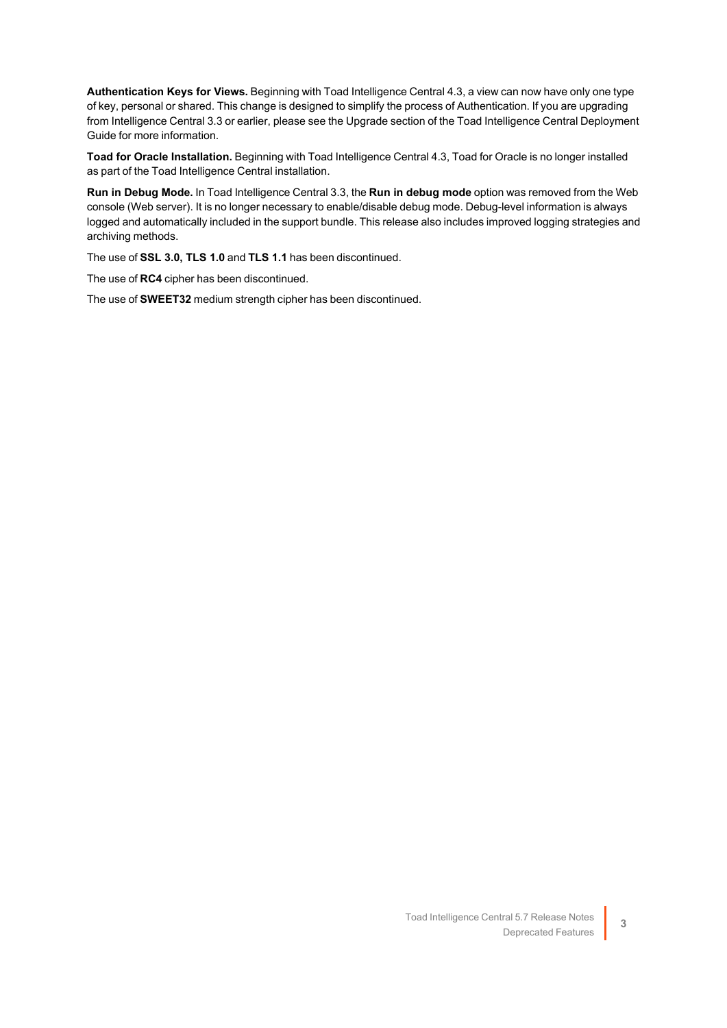**Authentication Keys for Views.** Beginning with Toad Intelligence Central 4.3, a view can now have only one type of key, personal or shared. This change is designed to simplify the process of Authentication. If you are upgrading from Intelligence Central 3.3 or earlier, please see the Upgrade section of the Toad Intelligence Central Deployment Guide for more information.

**Toad for Oracle Installation.** Beginning with Toad Intelligence Central 4.3, Toad for Oracle is no longer installed as part of the Toad Intelligence Central installation.

**Run in Debug Mode.** In Toad Intelligence Central 3.3, the **Run in debug mode** option was removed from the Web console (Web server). It is no longer necessary to enable/disable debug mode. Debug-level information is always logged and automatically included in the support bundle. This release also includes improved logging strategies and archiving methods.

The use of **SSL 3.0, TLS 1.0** and **TLS 1.1** has been discontinued.

The use of **RC4** cipher has been discontinued.

The use of **SWEET32** medium strength cipher has been discontinued.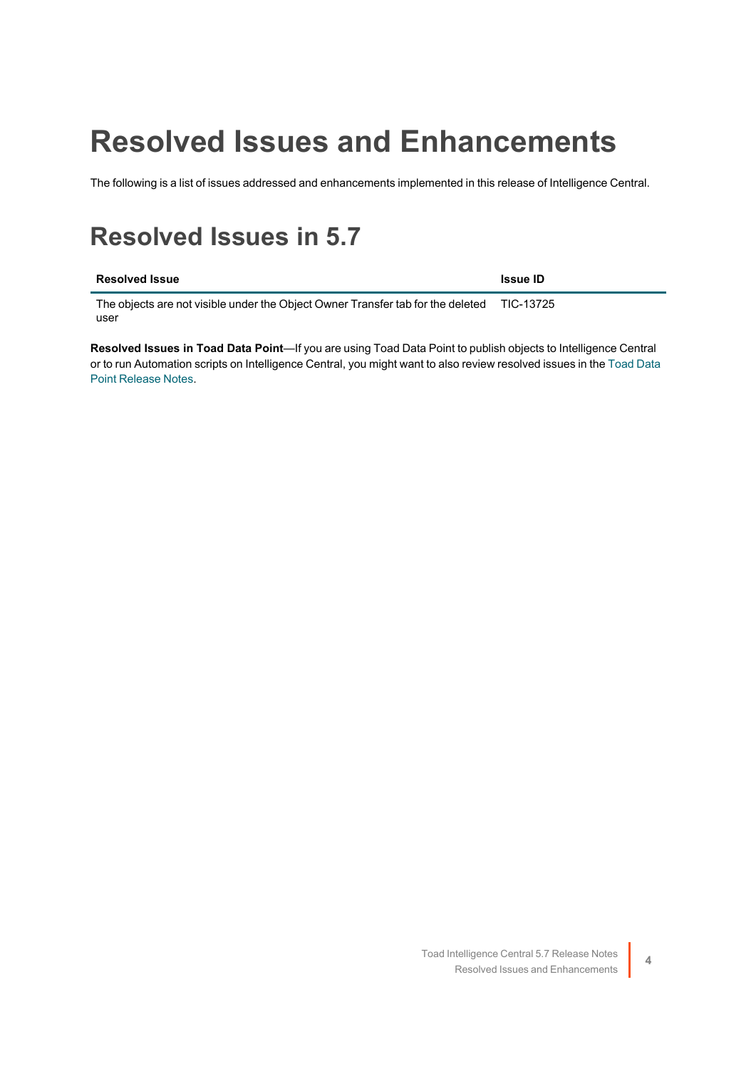# Resolved Issues and Enhancements

The following is a list of issues addressed and enhancements implemented in this release of Intelligence Central.

## Resolved Issues in 5.7

| Resolved Issue | Issue ID |
| --- | --- |
| The objects are not visible under the Object Owner Transfer tab for the deleted user | TIC-13725 |

**Resolved Issues in Toad Data Point**—If you are using Toad Data Point to publish objects to Intelligence Central or to run Automation scripts on Intelligence Central, you might want to also review resolved issues in the Toad Data Point Release Notes.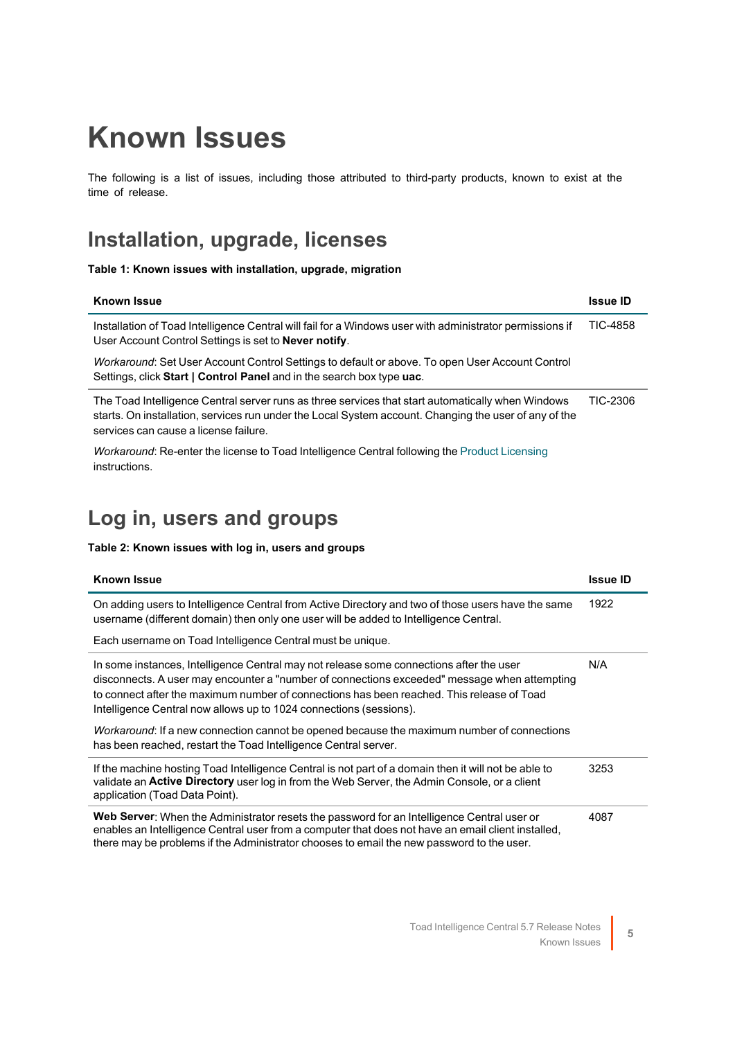# Known Issues

The following is a list of issues, including those attributed to third-party products, known to exist at the time of release.

## Installation, upgrade, licenses

**Table 1: Known issues with installation, upgrade, migration**

| Known Issue | Issue ID |
|---|---|
| Installation of Toad Intelligence Central will fail for a Windows user with administrator permissions if User Account Control Settings is set to **Never notify**.<br><br>*Workaround*: Set User Account Control Settings to default or above. To open User Account Control Settings, click **Start \| Control Panel** and in the search box type **uac**. | TIC-4858 |
| The Toad Intelligence Central server runs as three services that start automatically when Windows starts. On installation, services run under the Local System account. Changing the user of any of the services can cause a license failure.<br><br>*Workaround*: Re-enter the license to Toad Intelligence Central following the Product Licensing instructions. | TIC-2306 |

## Log in, users and groups

**Table 2: Known issues with log in, users and groups**

| Known Issue | Issue ID |
|---|---|
| On adding users to Intelligence Central from Active Directory and two of those users have the same username (different domain) then only one user will be added to Intelligence Central.<br><br>Each username on Toad Intelligence Central must be unique. | 1922 |
| In some instances, Intelligence Central may not release some connections after the user disconnects. A user may encounter a "number of connections exceeded" message when attempting to connect after the maximum number of connections has been reached. This release of Toad Intelligence Central now allows up to 1024 connections (sessions).<br><br>*Workaround*: If a new connection cannot be opened because the maximum number of connections has been reached, restart the Toad Intelligence Central server. | N/A |
| If the machine hosting Toad Intelligence Central is not part of a domain then it will not be able to validate an **Active Directory** user log in from the Web Server, the Admin Console, or a client application (Toad Data Point). | 3253 |
| **Web Server**: When the Administrator resets the password for an Intelligence Central user or enables an Intelligence Central user from a computer that does not have an email client installed, there may be problems if the Administrator chooses to email the new password to the user. | 4087 |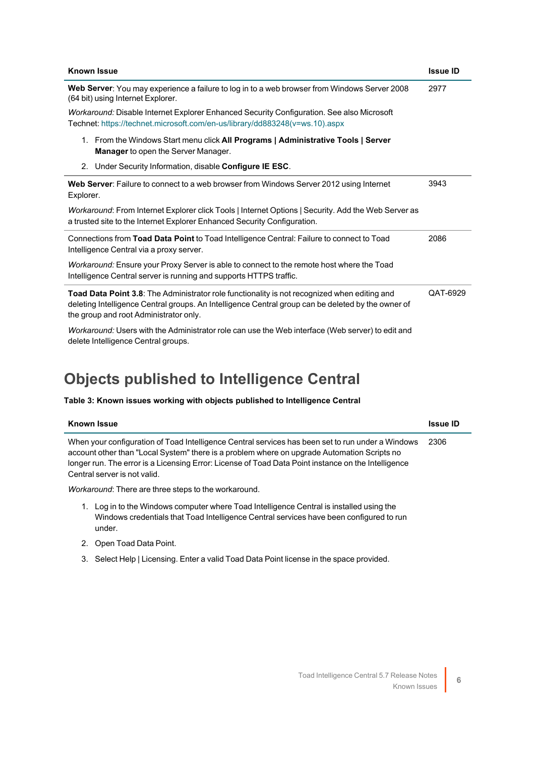| Known Issue | Issue ID |
| --- | --- |
| **Web Server**: You may experience a failure to log in to a web browser from Windows Server 2008 (64 bit) using Internet Explorer.<br>*Workaround:* Disable Internet Explorer Enhanced Security Configuration. See also Microsoft Technet: https://technet.microsoft.com/en-us/library/dd883248(v=ws.10).aspx<br>1. From the Windows Start menu click **All Programs \| Administrative Tools \| Server Manager** to open the Server Manager.<br>2. Under Security Information, disable **Configure IE ESC**. | 2977 |
| **Web Server**: Failure to connect to a web browser from Windows Server 2012 using Internet Explorer.<br>*Workaround*: From Internet Explorer click Tools \| Internet Options \| Security. Add the Web Server as a trusted site to the Internet Explorer Enhanced Security Configuration. | 3943 |
| Connections from **Toad Data Point** to Toad Intelligence Central: Failure to connect to Toad Intelligence Central via a proxy server.<br>*Workaround:* Ensure your Proxy Server is able to connect to the remote host where the Toad Intelligence Central server is running and supports HTTPS traffic. | 2086 |
| **Toad Data Point 3.8**: The Administrator role functionality is not recognized when editing and deleting Intelligence Central groups. An Intelligence Central group can be deleted by the owner of the group and root Administrator only.<br>*Workaround:* Users with the Administrator role can use the Web interface (Web server) to edit and delete Intelligence Central groups. | QAT-6929 |

## Objects published to Intelligence Central

**Table 3: Known issues working with objects published to Intelligence Central**

| Known Issue | Issue ID |
| --- | --- |
| When your configuration of Toad Intelligence Central services has been set to run under a Windows account other than "Local System" there is a problem where on upgrade Automation Scripts no longer run. The error is a Licensing Error: License of Toad Data Point instance on the Intelligence Central server is not valid.<br>*Workaround*: There are three steps to the workaround.<br>1. Log in to the Windows computer where Toad Intelligence Central is installed using the Windows credentials that Toad Intelligence Central services have been configured to run under.<br>2. Open Toad Data Point.<br>3. Select Help \| Licensing. Enter a valid Toad Data Point license in the space provided. | 2306 |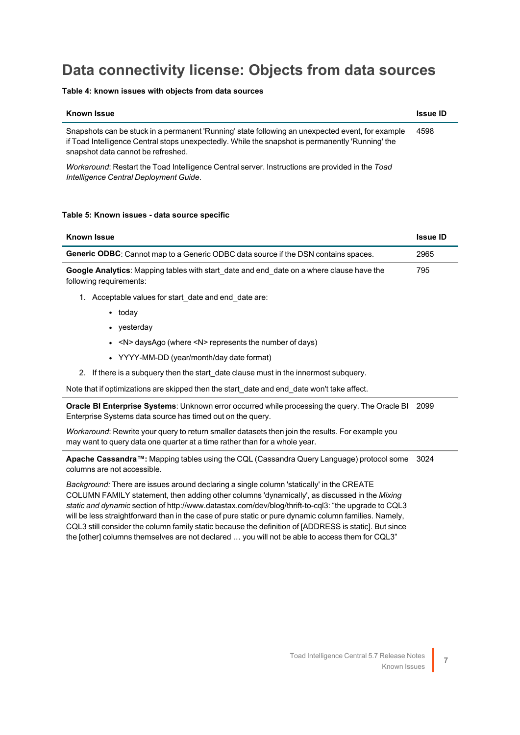# Data connectivity license: Objects from data sources

**Table 4: known issues with objects from data sources**

| Known Issue | Issue ID |
| --- | --- |
| Snapshots can be stuck in a permanent 'Running' state following an unexpected event, for example if Toad Intelligence Central stops unexpectedly. While the snapshot is permanently 'Running' the snapshot data cannot be refreshed.<br><br>*Workaround*: Restart the Toad Intelligence Central server. Instructions are provided in the *Toad Intelligence Central Deployment Guide*. | 4598 |

**Table 5: Known issues - data source specific**

| Known Issue | Issue ID |
| --- | --- |
| **Generic ODBC**: Cannot map to a Generic ODBC data source if the DSN contains spaces. | 2965 |
| **Google Analytics**: Mapping tables with start_date and end_date on a where clause have the following requirements:<br><br>1. Acceptable values for start_date and end_date are:<br>• today<br>• yesterday<br>• <N> daysAgo (where <N> represents the number of days)<br>• YYYY-MM-DD (year/month/day date format)<br>2. If there is a subquery then the start_date clause must in the innermost subquery.<br><br>Note that if optimizations are skipped then the start_date and end_date won't take affect. | 795 |
| **Oracle BI Enterprise Systems**: Unknown error occurred while processing the query. The Oracle BI Enterprise Systems data source has timed out on the query.<br><br>*Workaround*: Rewrite your query to return smaller datasets then join the results. For example you may want to query data one quarter at a time rather than for a whole year. | 2099 |
| **Apache Cassandra™:** Mapping tables using the CQL (Cassandra Query Language) protocol some columns are not accessible.<br><br>*Background:* There are issues around declaring a single column 'statically' in the CREATE COLUMN FAMILY statement, then adding other columns 'dynamically', as discussed in the *Mixing static and dynamic* section of http://www.datastax.com/dev/blog/thrift-to-cql3: "the upgrade to CQL3 will be less straightforward than in the case of pure static or pure dynamic column families. Namely, CQL3 still consider the column family static because the definition of [ADDRESS is static]. But since the [other] columns themselves are not declared … you will not be able to access them for CQL3" | 3024 |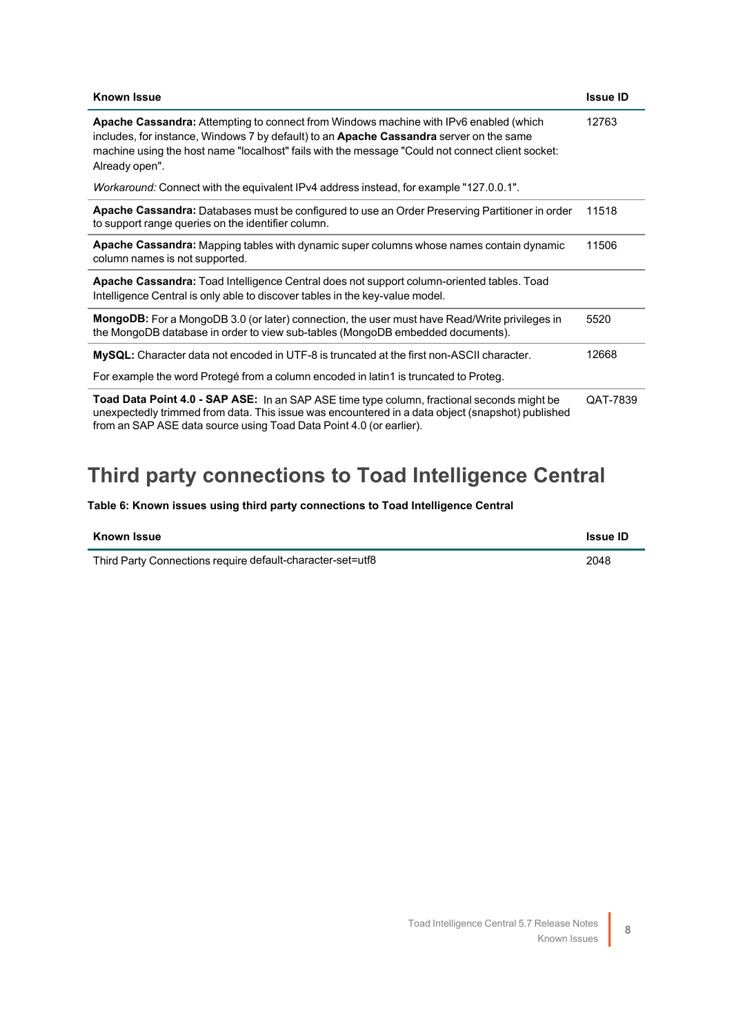| Known Issue | Issue ID |
| --- | --- |
| **Apache Cassandra:** Attempting to connect from Windows machine with IPv6 enabled (which includes, for instance, Windows 7 by default) to an **Apache Cassandra** server on the same machine using the host name "localhost" fails with the message "Could not connect client socket: Already open".<br><br>*Workaround:* Connect with the equivalent IPv4 address instead, for example "127.0.0.1". | 12763 |
| **Apache Cassandra:** Databases must be configured to use an Order Preserving Partitioner in order to support range queries on the identifier column. | 11518 |
| **Apache Cassandra:** Mapping tables with dynamic super columns whose names contain dynamic column names is not supported. | 11506 |
| **Apache Cassandra:** Toad Intelligence Central does not support column-oriented tables. Toad Intelligence Central is only able to discover tables in the key-value model. | |
| **MongoDB:** For a MongoDB 3.0 (or later) connection, the user must have Read/Write privileges in the MongoDB database in order to view sub-tables (MongoDB embedded documents). | 5520 |
| **MySQL:** Character data not encoded in UTF-8 is truncated at the first non-ASCII character.<br><br>For example the word Protegé from a column encoded in latin1 is truncated to Proteg. | 12668 |
| **Toad Data Point 4.0 - SAP ASE:** In an SAP ASE time type column, fractional seconds might be unexpectedly trimmed from data. This issue was encountered in a data object (snapshot) published from an SAP ASE data source using Toad Data Point 4.0 (or earlier). | QAT-7839 |

## Third party connections to Toad Intelligence Central

**Table 6: Known issues using third party connections to Toad Intelligence Central**

| Known Issue | Issue ID |
| --- | --- |
| Third Party Connections require default-character-set=utf8 | 2048 |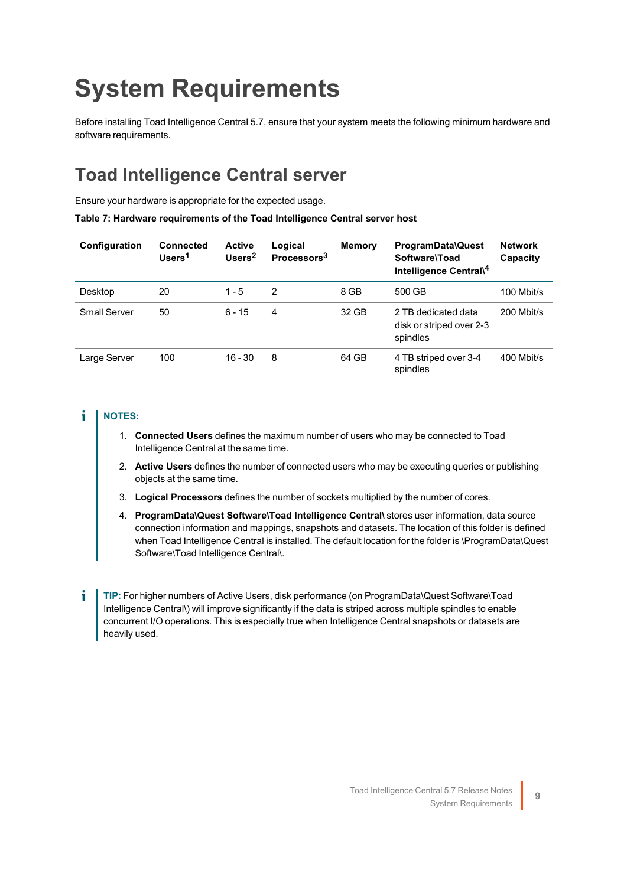# System Requirements

Before installing Toad Intelligence Central 5.7, ensure that your system meets the following minimum hardware and software requirements.

## Toad Intelligence Central server

Ensure your hardware is appropriate for the expected usage.

**Table 7: Hardware requirements of the Toad Intelligence Central server host**

| Configuration | Connected Users[1] | Active Users[2] | Logical Processors[3] | Memory | ProgramData\Quest Software\Toad Intelligence Central\[4] | Network Capacity |
|---|---|---|---|---|---|---|
| Desktop | 20 | 1 - 5 | 2 | 8 GB | 500 GB | 100 Mbit/s |
| Small Server | 50 | 6 - 15 | 4 | 32 GB | 2 TB dedicated data disk or striped over 2-3 spindles | 200 Mbit/s |
| Large Server | 100 | 16 - 30 | 8 | 64 GB | 4 TB striped over 3-4 spindles | 400 Mbit/s |

**NOTES:**

1. **Connected Users** defines the maximum number of users who may be connected to Toad Intelligence Central at the same time.
2. **Active Users** defines the number of connected users who may be executing queries or publishing objects at the same time.
3. **Logical Processors** defines the number of sockets multiplied by the number of cores.
4. **ProgramData\Quest Software\Toad Intelligence Central\** stores user information, data source connection information and mappings, snapshots and datasets. The location of this folder is defined when Toad Intelligence Central is installed. The default location for the folder is \ProgramData\Quest Software\Toad Intelligence Central\.

**TIP:** For higher numbers of Active Users, disk performance (on ProgramData\Quest Software\Toad Intelligence Central\) will improve significantly if the data is striped across multiple spindles to enable concurrent I/O operations. This is especially true when Intelligence Central snapshots or datasets are heavily used.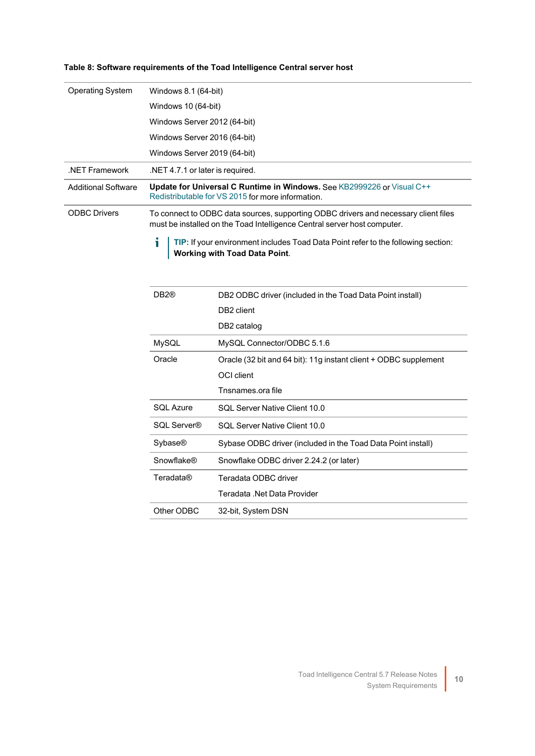**Table 8: Software requirements of the Toad Intelligence Central server host**

| | |
|---|---|
| Operating System | Windows 8.1 (64-bit)<br>Windows 10 (64-bit)<br>Windows Server 2012 (64-bit)<br>Windows Server 2016 (64-bit)<br>Windows Server 2019 (64-bit) |
| .NET Framework | .NET 4.7.1 or later is required. |
| Additional Software | **Update for Universal C Runtime in Windows.** See KB2999226 or Visual C++ Redistributable for VS 2015 for more information. |
| ODBC Drivers | To connect to ODBC data sources, supporting ODBC drivers and necessary client files must be installed on the Toad Intelligence Central server host computer.<br><br>**TIP:** If your environment includes Toad Data Point refer to the following section: **Working with Toad Data Point**. |

| | |
|---|---|
| DB2® | DB2 ODBC driver (included in the Toad Data Point install)<br>DB2 client<br>DB2 catalog |
| MySQL | MySQL Connector/ODBC 5.1.6 |
| Oracle | Oracle (32 bit and 64 bit): 11g instant client + ODBC supplement<br>OCI client<br>Tnsnames.ora file |
| SQL Azure | SQL Server Native Client 10.0 |
| SQL Server® | SQL Server Native Client 10.0 |
| Sybase® | Sybase ODBC driver (included in the Toad Data Point install) |
| Snowflake® | Snowflake ODBC driver 2.24.2 (or later) |
| Teradata® | Teradata ODBC driver<br>Teradata .Net Data Provider |
| Other ODBC | 32-bit, System DSN |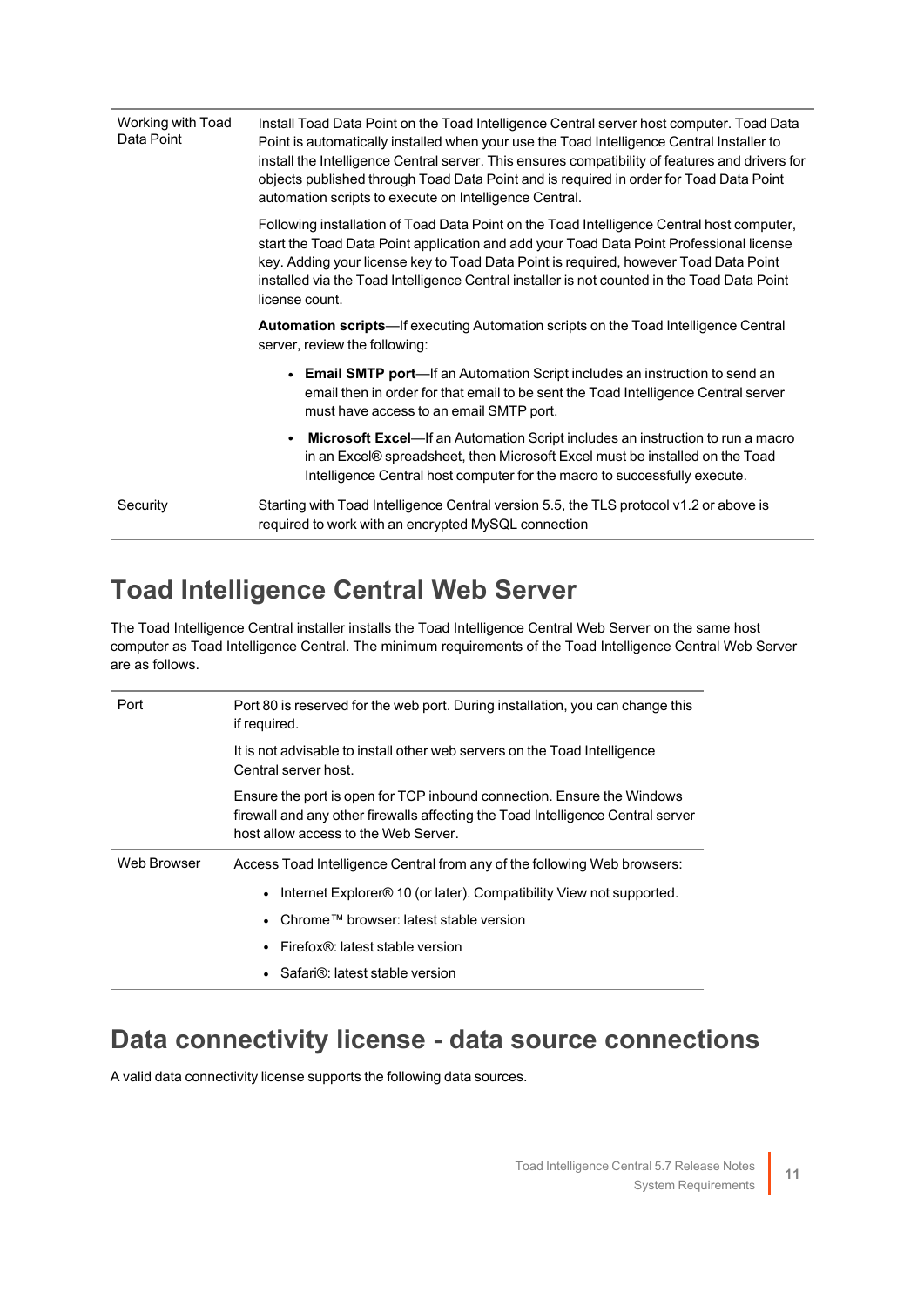| | |
|---|---|
| Working with Toad Data Point | Install Toad Data Point on the Toad Intelligence Central server host computer. Toad Data Point is automatically installed when your use the Toad Intelligence Central Installer to install the Intelligence Central server. This ensures compatibility of features and drivers for objects published through Toad Data Point and is required in order for Toad Data Point automation scripts to execute on Intelligence Central.<br><br>Following installation of Toad Data Point on the Toad Intelligence Central host computer, start the Toad Data Point application and add your Toad Data Point Professional license key. Adding your license key to Toad Data Point is required, however Toad Data Point installed via the Toad Intelligence Central installer is not counted in the Toad Data Point license count.<br><br>**Automation scripts**—If executing Automation scripts on the Toad Intelligence Central server, review the following:<br><br>• **Email SMTP port**—If an Automation Script includes an instruction to send an email then in order for that email to be sent the Toad Intelligence Central server must have access to an email SMTP port.<br><br>• **Microsoft Excel**—If an Automation Script includes an instruction to run a macro in an Excel® spreadsheet, then Microsoft Excel must be installed on the Toad Intelligence Central host computer for the macro to successfully execute. |
| Security | Starting with Toad Intelligence Central version 5.5, the TLS protocol v1.2 or above is required to work with an encrypted MySQL connection |

## Toad Intelligence Central Web Server

The Toad Intelligence Central installer installs the Toad Intelligence Central Web Server on the same host computer as Toad Intelligence Central. The minimum requirements of the Toad Intelligence Central Web Server are as follows.

| | |
|---|---|
| Port | Port 80 is reserved for the web port. During installation, you can change this if required.<br><br>It is not advisable to install other web servers on the Toad Intelligence Central server host.<br><br>Ensure the port is open for TCP inbound connection. Ensure the Windows firewall and any other firewalls affecting the Toad Intelligence Central server host allow access to the Web Server. |
| Web Browser | Access Toad Intelligence Central from any of the following Web browsers:<br><br>• Internet Explorer® 10 (or later). Compatibility View not supported.<br>• Chrome™ browser: latest stable version<br>• Firefox®: latest stable version<br>• Safari®: latest stable version |

## Data connectivity license - data source connections

A valid data connectivity license supports the following data sources.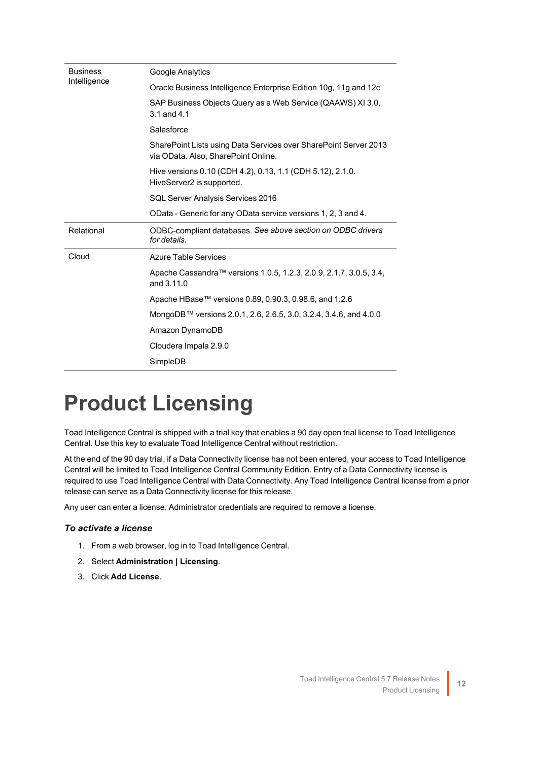| | |
|---|---|
| Business Intelligence | Google Analytics |
| | Oracle Business Intelligence Enterprise Edition 10g, 11g and 12c |
| | SAP Business Objects Query as a Web Service (QAAWS) XI 3.0, 3.1 and 4.1 |
| | Salesforce |
| | SharePoint Lists using Data Services over SharePoint Server 2013 via OData. Also, SharePoint Online. |
| | Hive versions 0.10 (CDH 4.2), 0.13, 1.1 (CDH 5.12), 2.1.0. HiveServer2 is supported. |
| | SQL Server Analysis Services 2016 |
| | OData - Generic for any OData service versions 1, 2, 3 and 4. |
| Relational | ODBC-compliant databases. *See above section on ODBC drivers for details.* |
| Cloud | Azure Table Services |
| | Apache Cassandra™ versions 1.0.5, 1.2.3, 2.0.9, 2.1.7, 3.0.5, 3.4, and 3.11.0 |
| | Apache HBase™ versions 0.89, 0.90.3, 0.98.6, and 1.2.6 |
| | MongoDB™ versions 2.0.1, 2.6, 2.6.5, 3.0, 3.2.4, 3.4.6, and 4.0.0 |
| | Amazon DynamoDB |
| | Cloudera Impala 2.9.0 |
| | SimpleDB |

# Product Licensing

Toad Intelligence Central is shipped with a trial key that enables a 90 day open trial license to Toad Intelligence Central. Use this key to evaluate Toad Intelligence Central without restriction.

At the end of the 90 day trial, if a Data Connectivity license has not been entered, your access to Toad Intelligence Central will be limited to Toad Intelligence Central Community Edition. Entry of a Data Connectivity license is required to use Toad Intelligence Central with Data Connectivity. Any Toad Intelligence Central license from a prior release can serve as a Data Connectivity license for this release.

Any user can enter a license. Administrator credentials are required to remove a license.

### *To activate a license*

1. From a web browser, log in to Toad Intelligence Central.
2. Select **Administration | Licensing**.
3. Click **Add License**.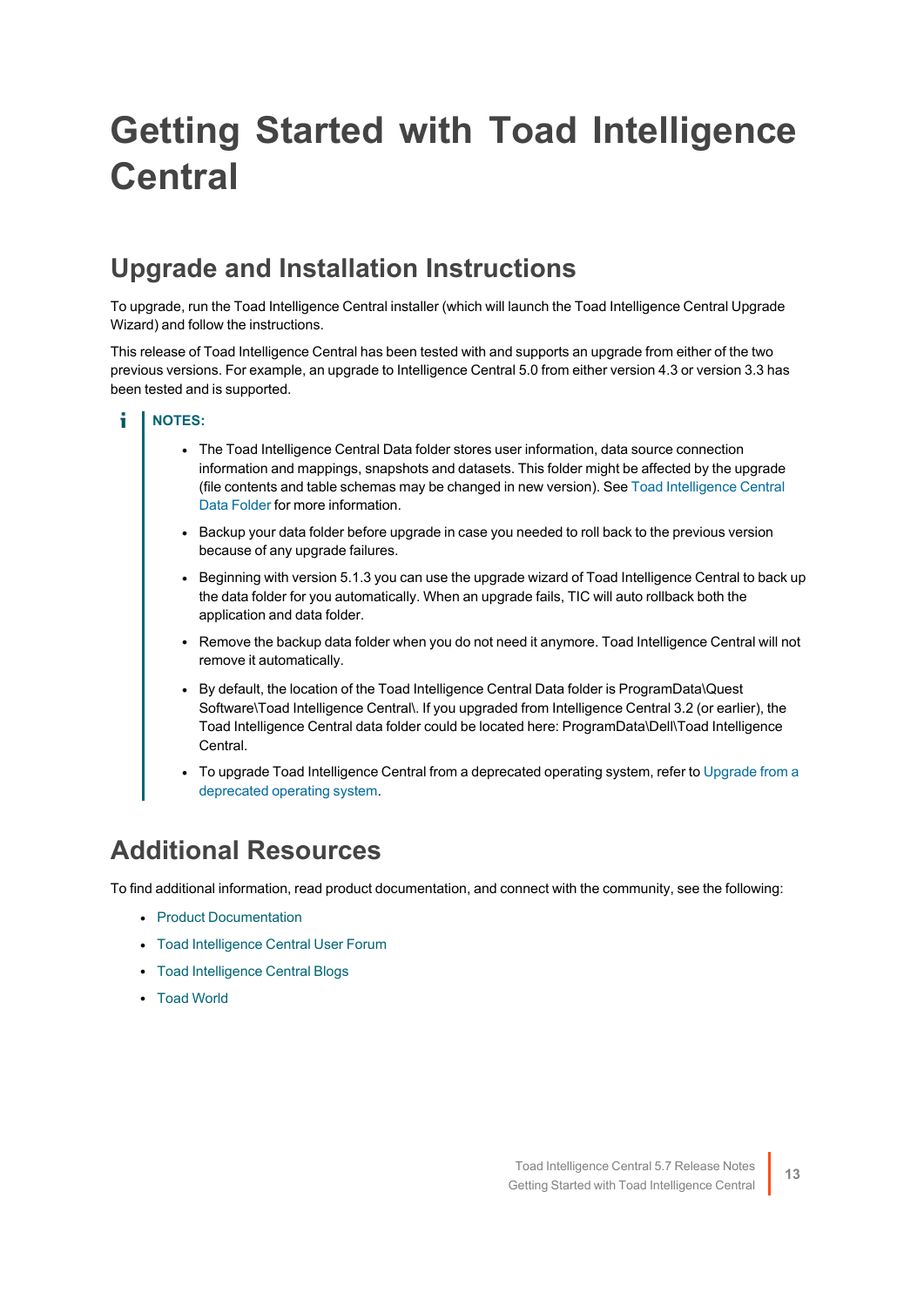# Getting Started with Toad Intelligence Central

## Upgrade and Installation Instructions

To upgrade, run the Toad Intelligence Central installer (which will launch the Toad Intelligence Central Upgrade Wizard) and follow the instructions.

This release of Toad Intelligence Central has been tested with and supports an upgrade from either of the two previous versions. For example, an upgrade to Intelligence Central 5.0 from either version 4.3 or version 3.3 has been tested and is supported.

> **NOTES:**
>
> - The Toad Intelligence Central Data folder stores user information, data source connection information and mappings, snapshots and datasets. This folder might be affected by the upgrade (file contents and table schemas may be changed in new version). See Toad Intelligence Central Data Folder for more information.
> - Backup your data folder before upgrade in case you needed to roll back to the previous version because of any upgrade failures.
> - Beginning with version 5.1.3 you can use the upgrade wizard of Toad Intelligence Central to back up the data folder for you automatically. When an upgrade fails, TIC will auto rollback both the application and data folder.
> - Remove the backup data folder when you do not need it anymore. Toad Intelligence Central will not remove it automatically.
> - By default, the location of the Toad Intelligence Central Data folder is ProgramData\Quest Software\Toad Intelligence Central\. If you upgraded from Intelligence Central 3.2 (or earlier), the Toad Intelligence Central data folder could be located here: ProgramData\Dell\Toad Intelligence Central.
> - To upgrade Toad Intelligence Central from a deprecated operating system, refer to Upgrade from a deprecated operating system.

## Additional Resources

To find additional information, read product documentation, and connect with the community, see the following:

- Product Documentation
- Toad Intelligence Central User Forum
- Toad Intelligence Central Blogs
- Toad World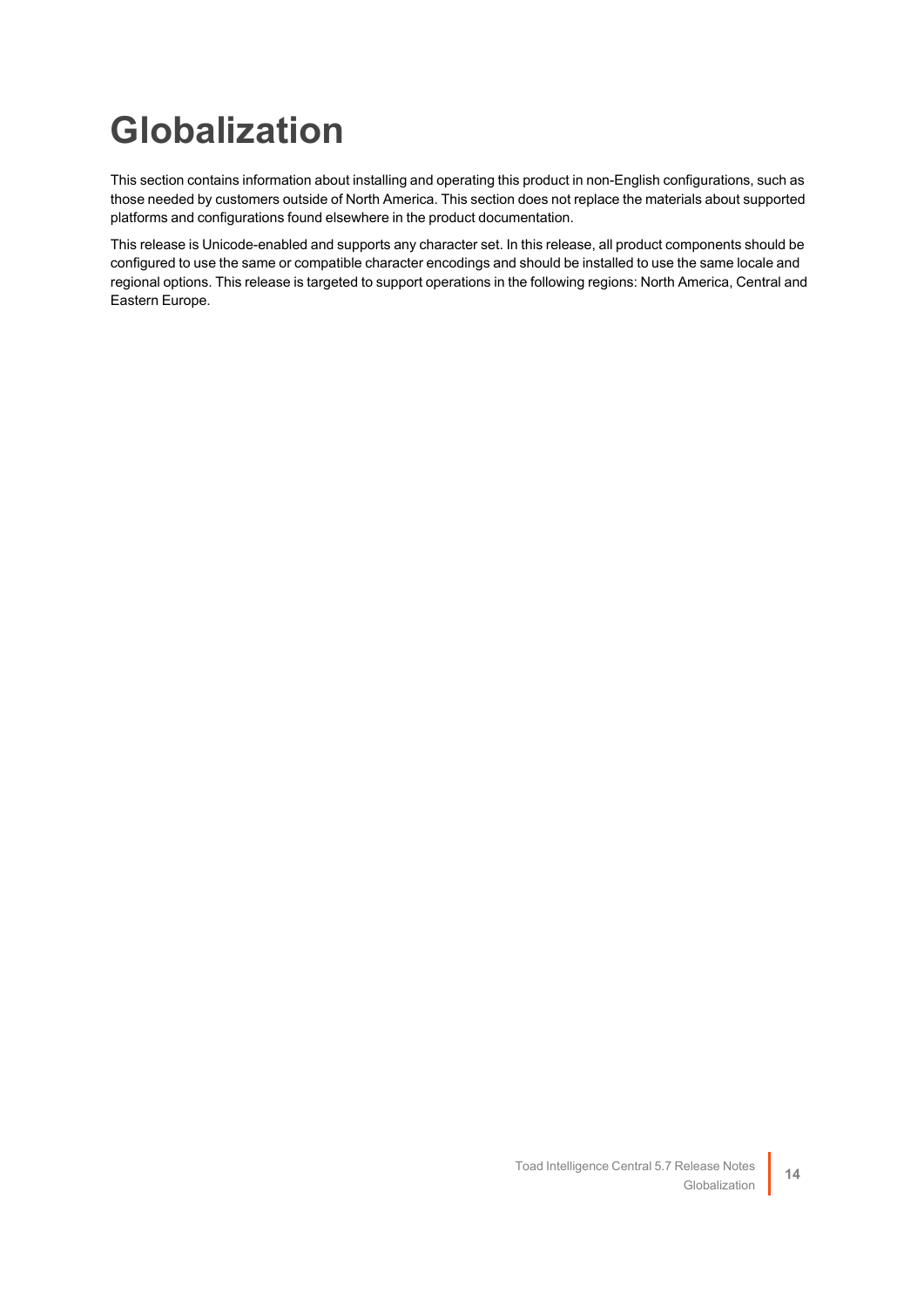# Globalization

This section contains information about installing and operating this product in non-English configurations, such as those needed by customers outside of North America. This section does not replace the materials about supported platforms and configurations found elsewhere in the product documentation.

This release is Unicode-enabled and supports any character set. In this release, all product components should be configured to use the same or compatible character encodings and should be installed to use the same locale and regional options. This release is targeted to support operations in the following regions: North America, Central and Eastern Europe.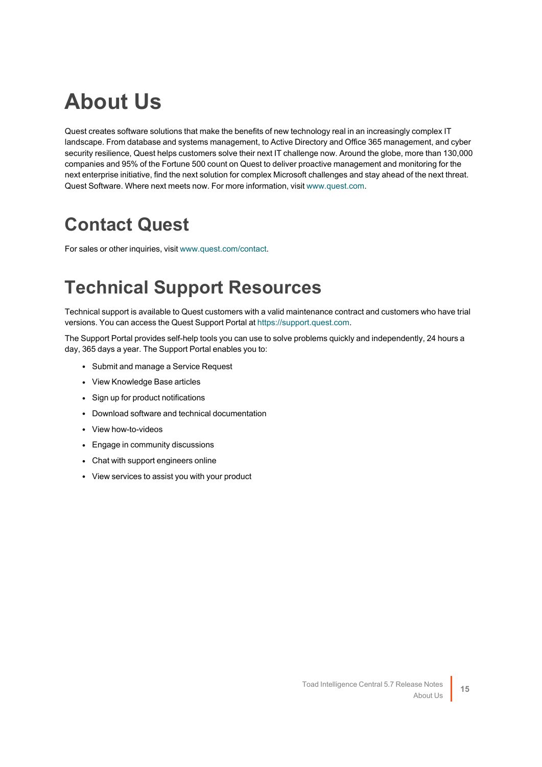# About Us

Quest creates software solutions that make the benefits of new technology real in an increasingly complex IT landscape. From database and systems management, to Active Directory and Office 365 management, and cyber security resilience, Quest helps customers solve their next IT challenge now. Around the globe, more than 130,000 companies and 95% of the Fortune 500 count on Quest to deliver proactive management and monitoring for the next enterprise initiative, find the next solution for complex Microsoft challenges and stay ahead of the next threat. Quest Software. Where next meets now. For more information, visit www.quest.com.

# Contact Quest

For sales or other inquiries, visit www.quest.com/contact.

# Technical Support Resources

Technical support is available to Quest customers with a valid maintenance contract and customers who have trial versions. You can access the Quest Support Portal at https://support.quest.com.

The Support Portal provides self-help tools you can use to solve problems quickly and independently, 24 hours a day, 365 days a year. The Support Portal enables you to:

- Submit and manage a Service Request
- View Knowledge Base articles
- Sign up for product notifications
- Download software and technical documentation
- View how-to-videos
- Engage in community discussions
- Chat with support engineers online
- View services to assist you with your product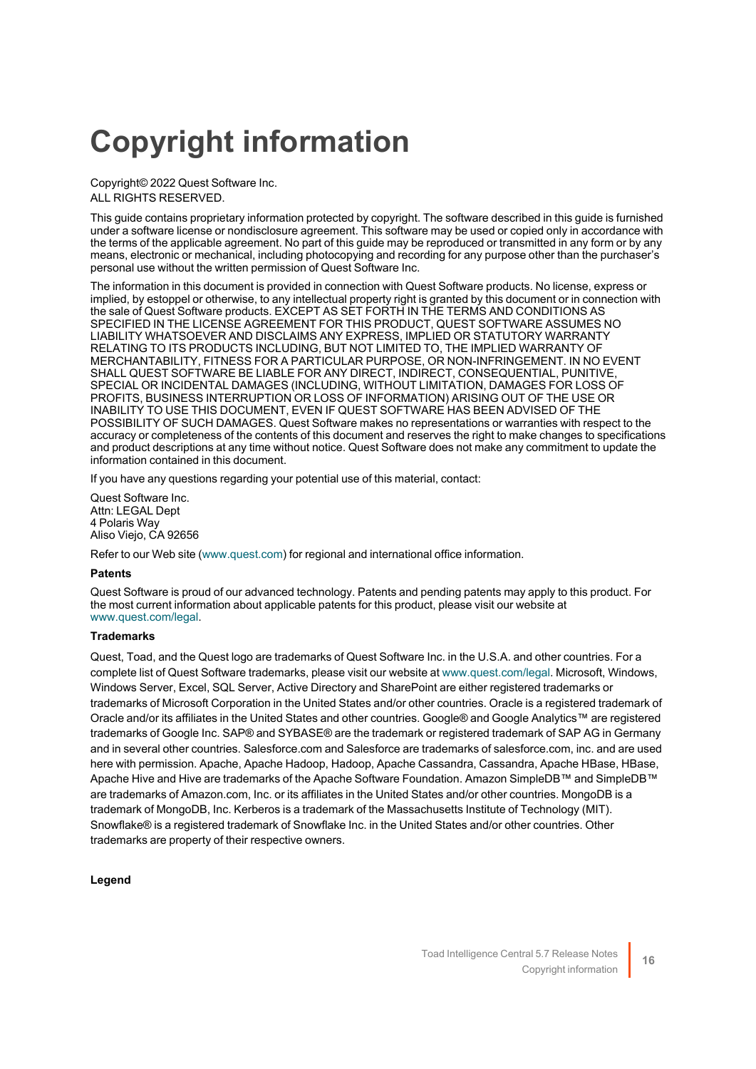# Copyright information

Copyright© 2022 Quest Software Inc.
ALL RIGHTS RESERVED.

This guide contains proprietary information protected by copyright. The software described in this guide is furnished under a software license or nondisclosure agreement. This software may be used or copied only in accordance with the terms of the applicable agreement. No part of this guide may be reproduced or transmitted in any form or by any means, electronic or mechanical, including photocopying and recording for any purpose other than the purchaser's personal use without the written permission of Quest Software Inc.

The information in this document is provided in connection with Quest Software products. No license, express or implied, by estoppel or otherwise, to any intellectual property right is granted by this document or in connection with the sale of Quest Software products. EXCEPT AS SET FORTH IN THE TERMS AND CONDITIONS AS SPECIFIED IN THE LICENSE AGREEMENT FOR THIS PRODUCT, QUEST SOFTWARE ASSUMES NO LIABILITY WHATSOEVER AND DISCLAIMS ANY EXPRESS, IMPLIED OR STATUTORY WARRANTY RELATING TO ITS PRODUCTS INCLUDING, BUT NOT LIMITED TO, THE IMPLIED WARRANTY OF MERCHANTABILITY, FITNESS FOR A PARTICULAR PURPOSE, OR NON-INFRINGEMENT. IN NO EVENT SHALL QUEST SOFTWARE BE LIABLE FOR ANY DIRECT, INDIRECT, CONSEQUENTIAL, PUNITIVE, SPECIAL OR INCIDENTAL DAMAGES (INCLUDING, WITHOUT LIMITATION, DAMAGES FOR LOSS OF PROFITS, BUSINESS INTERRUPTION OR LOSS OF INFORMATION) ARISING OUT OF THE USE OR INABILITY TO USE THIS DOCUMENT, EVEN IF QUEST SOFTWARE HAS BEEN ADVISED OF THE POSSIBILITY OF SUCH DAMAGES. Quest Software makes no representations or warranties with respect to the accuracy or completeness of the contents of this document and reserves the right to make changes to specifications and product descriptions at any time without notice. Quest Software does not make any commitment to update the information contained in this document.

If you have any questions regarding your potential use of this material, contact:

Quest Software Inc.
Attn: LEGAL Dept
4 Polaris Way
Aliso Viejo, CA 92656

Refer to our Web site (www.quest.com) for regional and international office information.

**Patents**

Quest Software is proud of our advanced technology. Patents and pending patents may apply to this product. For the most current information about applicable patents for this product, please visit our website at www.quest.com/legal.

**Trademarks**

Quest, Toad, and the Quest logo are trademarks of Quest Software Inc. in the U.S.A. and other countries. For a complete list of Quest Software trademarks, please visit our website at www.quest.com/legal. Microsoft, Windows, Windows Server, Excel, SQL Server, Active Directory and SharePoint are either registered trademarks or trademarks of Microsoft Corporation in the United States and/or other countries. Oracle is a registered trademark of Oracle and/or its affiliates in the United States and other countries. Google® and Google Analytics™ are registered trademarks of Google Inc. SAP® and SYBASE® are the trademark or registered trademark of SAP AG in Germany and in several other countries. Salesforce.com and Salesforce are trademarks of salesforce.com, inc. and are used here with permission. Apache, Apache Hadoop, Hadoop, Apache Cassandra, Cassandra, Apache HBase, HBase, Apache Hive and Hive are trademarks of the Apache Software Foundation. Amazon SimpleDB™ and SimpleDB™ are trademarks of Amazon.com, Inc. or its affiliates in the United States and/or other countries. MongoDB is a trademark of MongoDB, Inc. Kerberos is a trademark of the Massachusetts Institute of Technology (MIT). Snowflake® is a registered trademark of Snowflake Inc. in the United States and/or other countries. Other trademarks are property of their respective owners.

**Legend**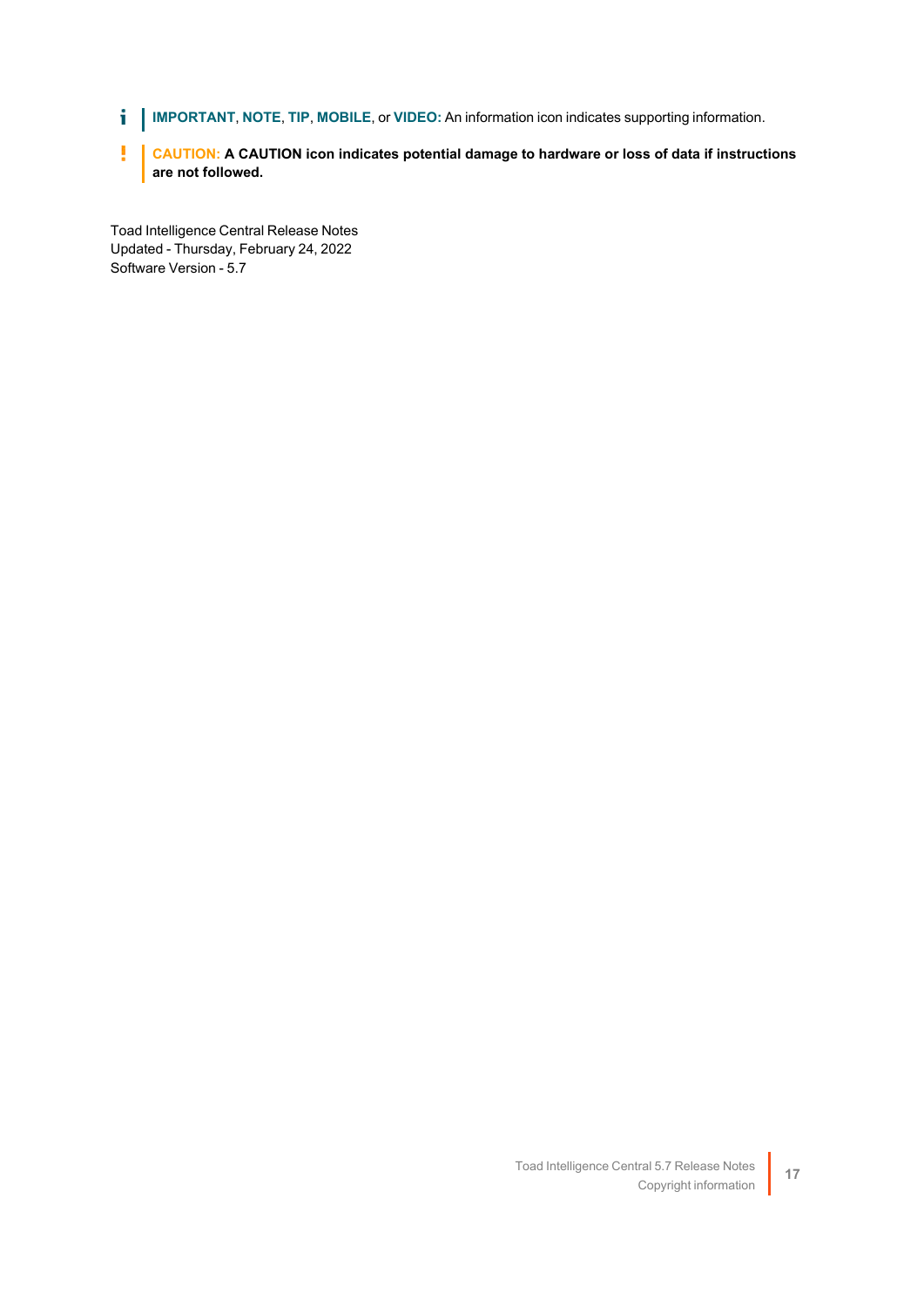**IMPORTANT**, **NOTE**, **TIP**, **MOBILE**, or **VIDEO:** An information icon indicates supporting information.

**CAUTION: A CAUTION icon indicates potential damage to hardware or loss of data if instructions are not followed.**

Toad Intelligence Central Release Notes
Updated - Thursday, February 24, 2022
Software Version - 5.7